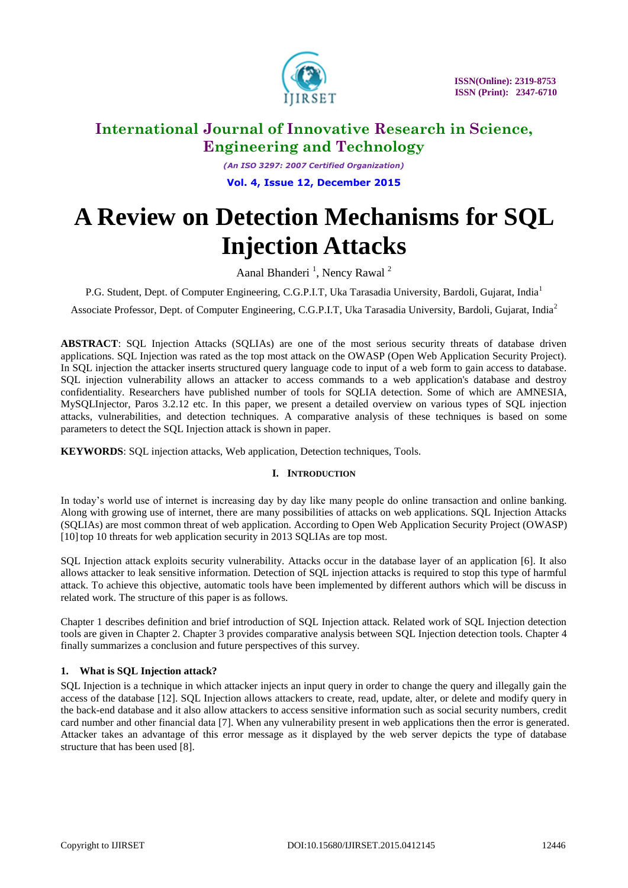# A Review on Detection Mechanisms for SQL Injection Attacks

Aanal Bhanderi [1], Nency Rawal [2]

P.G. Student, Dept. of Computer Engineering, C.G.P.I.T, Uka Tarasadia University, Bardoli, Gujarat, India[1]

Associate Professor, Dept. of Computer Engineering, C.G.P.I.T, Uka Tarasadia University, Bardoli, Gujarat, India[2]

**ABSTRACT**: SQL Injection Attacks (SQLIAs) are one of the most serious security threats of database driven applications. SQL Injection was rated as the top most attack on the OWASP (Open Web Application Security Project). In SQL injection the attacker inserts structured query language code to input of a web form to gain access to database. SQL injection vulnerability allows an attacker to access commands to a web application's database and destroy confidentiality. Researchers have published number of tools for SQLIA detection. Some of which are AMNESIA, MySQLInjector, Paros 3.2.12 etc. In this paper, we present a detailed overview on various types of SQL injection attacks, vulnerabilities, and detection techniques. A comparative analysis of these techniques is based on some parameters to detect the SQL Injection attack is shown in paper.

**KEYWORDS**: SQL injection attacks, Web application, Detection techniques, Tools.

## I. Introduction

In today's world use of internet is increasing day by day like many people do online transaction and online banking. Along with growing use of internet, there are many possibilities of attacks on web applications. SQL Injection Attacks (SQLIAs) are most common threat of web application. According to Open Web Application Security Project (OWASP) [10] top 10 threats for web application security in 2013 SQLIAs are top most.

SQL Injection attack exploits security vulnerability. Attacks occur in the database layer of an application [6]. It also allows attacker to leak sensitive information. Detection of SQL injection attacks is required to stop this type of harmful attack. To achieve this objective, automatic tools have been implemented by different authors which will be discuss in related work. The structure of this paper is as follows.

Chapter 1 describes definition and brief introduction of SQL Injection attack. Related work of SQL Injection detection tools are given in Chapter 2. Chapter 3 provides comparative analysis between SQL Injection detection tools. Chapter 4 finally summarizes a conclusion and future perspectives of this survey.

### 1. What is SQL Injection attack?

SQL Injection is a technique in which attacker injects an input query in order to change the query and illegally gain the access of the database [12]. SQL Injection allows attackers to create, read, update, alter, or delete and modify query in the back-end database and it also allow attackers to access sensitive information such as social security numbers, credit card number and other financial data [7]. When any vulnerability present in web applications then the error is generated. Attacker takes an advantage of this error message as it displayed by the web server depicts the type of database structure that has been used [8].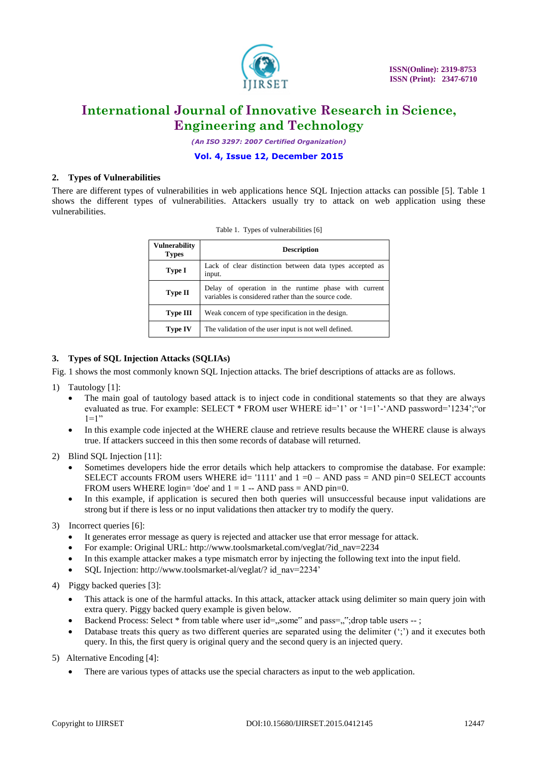## 2. Types of Vulnerabilities

There are different types of vulnerabilities in web applications hence SQL Injection attacks can possible [5]. Table 1 shows the different types of vulnerabilities. Attackers usually try to attack on web application using these vulnerabilities.

Table 1. Types of vulnerabilities [6]

| Vulnerability Types | Description |
|---|---|
| **Type I** | Lack of clear distinction between data types accepted as input. |
| **Type II** | Delay of operation in the runtime phase with current variables is considered rather than the source code. |
| **Type III** | Weak concern of type specification in the design. |
| **Type IV** | The validation of the user input is not well defined. |

## 3. Types of SQL Injection Attacks (SQLIAs)

Fig. 1 shows the most commonly known SQL Injection attacks. The brief descriptions of attacks are as follows.

1) Tautology [1]:
   - The main goal of tautology based attack is to inject code in conditional statements so that they are always evaluated as true. For example: SELECT * FROM user WHERE id='1' or '1=1'-'AND password='1234';"or 1=1"
   - In this example code injected at the WHERE clause and retrieve results because the WHERE clause is always true. If attackers succeed in this then some records of database will returned.

2) Blind SQL Injection [11]:
   - Sometimes developers hide the error details which help attackers to compromise the database. For example: SELECT accounts FROM users WHERE id= '1111' and 1 =0 – AND pass = AND pin=0 SELECT accounts FROM users WHERE login= 'doe' and 1 = 1 -- AND pass = AND pin=0.
   - In this example, if application is secured then both queries will unsuccessful because input validations are strong but if there is less or no input validations then attacker try to modify the query.

3) Incorrect queries [6]:
   - It generates error message as query is rejected and attacker use that error message for attack.
   - For example: Original URL: http://www.toolsmarketal.com/veglat/?id_nav=2234
   - In this example attacker makes a type mismatch error by injecting the following text into the input field.
   - SQL Injection: http://www.toolsmarket-al/veglat/? id_nav=2234'

4) Piggy backed queries [3]:
   - This attack is one of the harmful attacks. In this attack, attacker attack using delimiter so main query join with extra query. Piggy backed query example is given below.
   - Backend Process: Select * from table where user id=„some" and pass=„";drop table users -- ;
   - Database treats this query as two different queries are separated using the delimiter (';') and it executes both query. In this, the first query is original query and the second query is an injected query.

5) Alternative Encoding [4]:
   - There are various types of attacks use the special characters as input to the web application.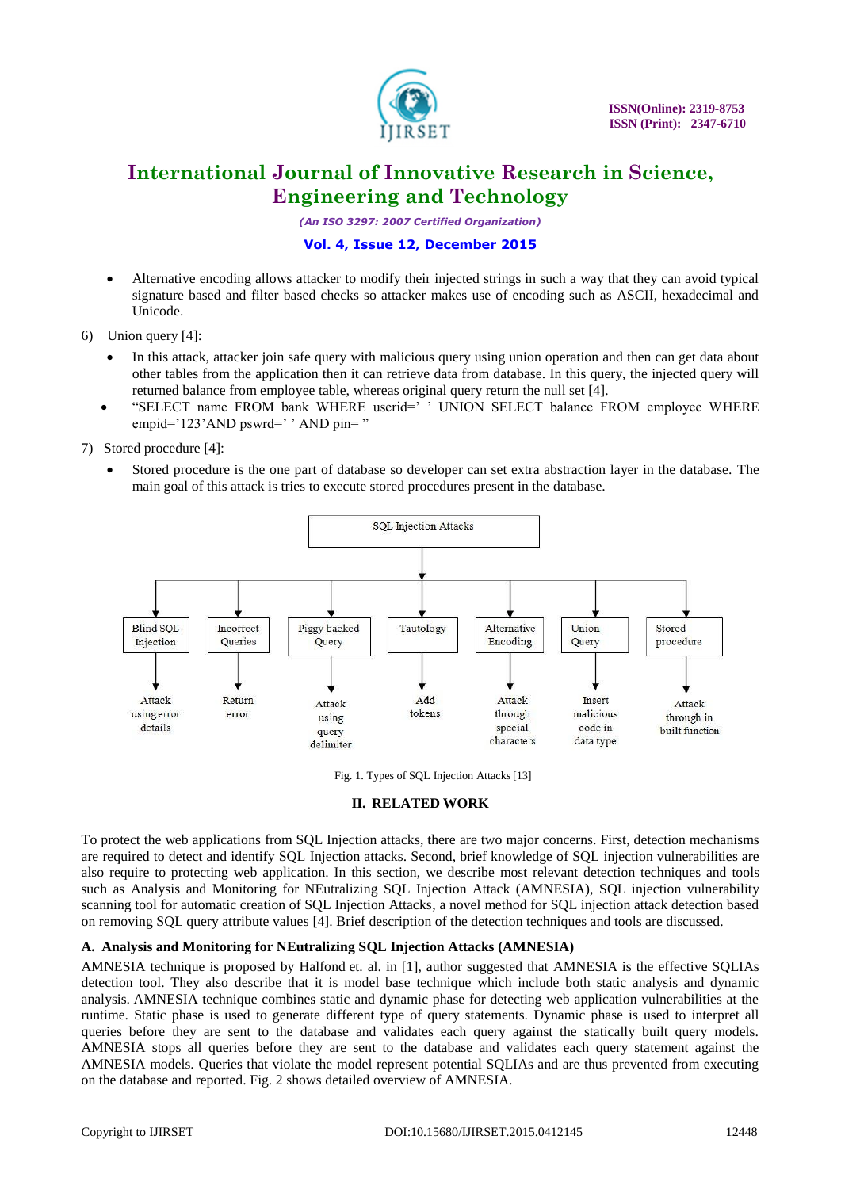- Alternative encoding allows attacker to modify their injected strings in such a way that they can avoid typical signature based and filter based checks so attacker makes use of encoding such as ASCII, hexadecimal and Unicode.

6) Union query [4]:

- In this attack, attacker join safe query with malicious query using union operation and then can get data about other tables from the application then it can retrieve data from database. In this query, the injected query will returned balance from employee table, whereas original query return the null set [4].
- "SELECT name FROM bank WHERE userid=' ' UNION SELECT balance FROM employee WHERE empid='123'AND pswrd=' ' AND pin= "

7) Stored procedure [4]:

- Stored procedure is the one part of database so developer can set extra abstraction layer in the database. The main goal of this attack is tries to execute stored procedures present in the database.

SQL Injection Attacks

| Blind SQL Injection | Incorrect Queries | Piggy backed Query | Tautology | Alternative Encoding | Union Query | Stored procedure |
|---|---|---|---|---|---|---|
| Attack using error details | Return error | Attack using query delimiter | Add tokens | Attack through special characters | Insert malicious code in data type | Attack through in built function |

Fig. 1. Types of SQL Injection Attacks [13]

## II. RELATED WORK

To protect the web applications from SQL Injection attacks, there are two major concerns. First, detection mechanisms are required to detect and identify SQL Injection attacks. Second, brief knowledge of SQL injection vulnerabilities are also require to protecting web application. In this section, we describe most relevant detection techniques and tools such as Analysis and Monitoring for NEutralizing SQL Injection Attack (AMNESIA), SQL injection vulnerability scanning tool for automatic creation of SQL Injection Attacks, a novel method for SQL injection attack detection based on removing SQL query attribute values [4]. Brief description of the detection techniques and tools are discussed.

### A. Analysis and Monitoring for NEutralizing SQL Injection Attacks (AMNESIA)

AMNESIA technique is proposed by Halfond et. al. in [1], author suggested that AMNESIA is the effective SQLIAs detection tool. They also describe that it is model base technique which include both static analysis and dynamic analysis. AMNESIA technique combines static and dynamic phase for detecting web application vulnerabilities at the runtime. Static phase is used to generate different type of query statements. Dynamic phase is used to interpret all queries before they are sent to the database and validates each query against the statically built query models. AMNESIA stops all queries before they are sent to the database and validates each query statement against the AMNESIA models. Queries that violate the model represent potential SQLIAs and are thus prevented from executing on the database and reported. Fig. 2 shows detailed overview of AMNESIA.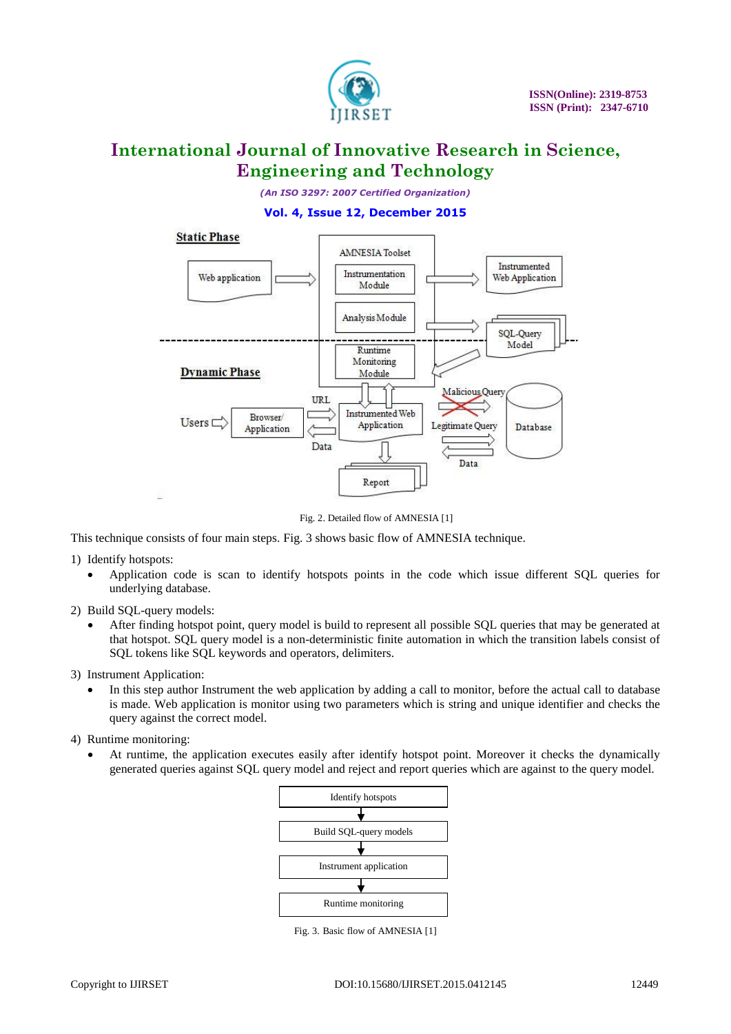Fig. 2. Detailed flow of AMNESIA [1]

This technique consists of four main steps. Fig. 3 shows basic flow of AMNESIA technique.

1) Identify hotspots:
   - Application code is scan to identify hotspots points in the code which issue different SQL queries for underlying database.
2) Build SQL-query models:
   - After finding hotspot point, query model is build to represent all possible SQL queries that may be generated at that hotspot. SQL query model is a non-deterministic finite automation in which the transition labels consist of SQL tokens like SQL keywords and operators, delimiters.
3) Instrument Application:
   - In this step author Instrument the web application by adding a call to monitor, before the actual call to database is made. Web application is monitor using two parameters which is string and unique identifier and checks the query against the correct model.
4) Runtime monitoring:
   - At runtime, the application executes easily after identify hotspot point. Moreover it checks the dynamically generated queries against SQL query model and reject and report queries which are against to the query model.

Fig. 3. Basic flow of AMNESIA [1]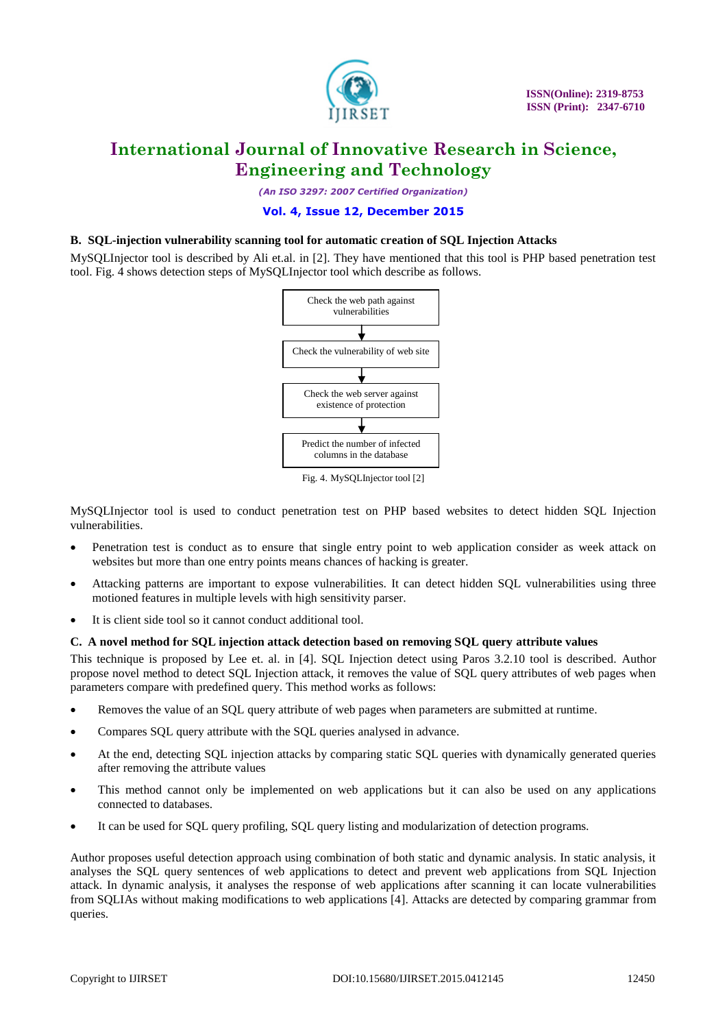### B. SQL-injection vulnerability scanning tool for automatic creation of SQL Injection Attacks

MySQLInjector tool is described by Ali et.al. in [2]. They have mentioned that this tool is PHP based penetration test tool. Fig. 4 shows detection steps of MySQLInjector tool which describe as follows.

Check the web path against vulnerabilities
↓
Check the vulnerability of web site
↓
Check the web server against existence of protection
↓
Predict the number of infected columns in the database

Fig. 4. MySQLInjector tool [2]

MySQLInjector tool is used to conduct penetration test on PHP based websites to detect hidden SQL Injection vulnerabilities.

- Penetration test is conduct as to ensure that single entry point to web application consider as week attack on websites but more than one entry points means chances of hacking is greater.
- Attacking patterns are important to expose vulnerabilities. It can detect hidden SQL vulnerabilities using three motioned features in multiple levels with high sensitivity parser.
- It is client side tool so it cannot conduct additional tool.

### C. A novel method for SQL injection attack detection based on removing SQL query attribute values

This technique is proposed by Lee et. al. in [4]. SQL Injection detect using Paros 3.2.10 tool is described. Author propose novel method to detect SQL Injection attack, it removes the value of SQL query attributes of web pages when parameters compare with predefined query. This method works as follows:

- Removes the value of an SQL query attribute of web pages when parameters are submitted at runtime.
- Compares SQL query attribute with the SQL queries analysed in advance.
- At the end, detecting SQL injection attacks by comparing static SQL queries with dynamically generated queries after removing the attribute values
- This method cannot only be implemented on web applications but it can also be used on any applications connected to databases.
- It can be used for SQL query profiling, SQL query listing and modularization of detection programs.

Author proposes useful detection approach using combination of both static and dynamic analysis. In static analysis, it analyses the SQL query sentences of web applications to detect and prevent web applications from SQL Injection attack. In dynamic analysis, it analyses the response of web applications after scanning it can locate vulnerabilities from SQLIAs without making modifications to web applications [4]. Attacks are detected by comparing grammar from queries.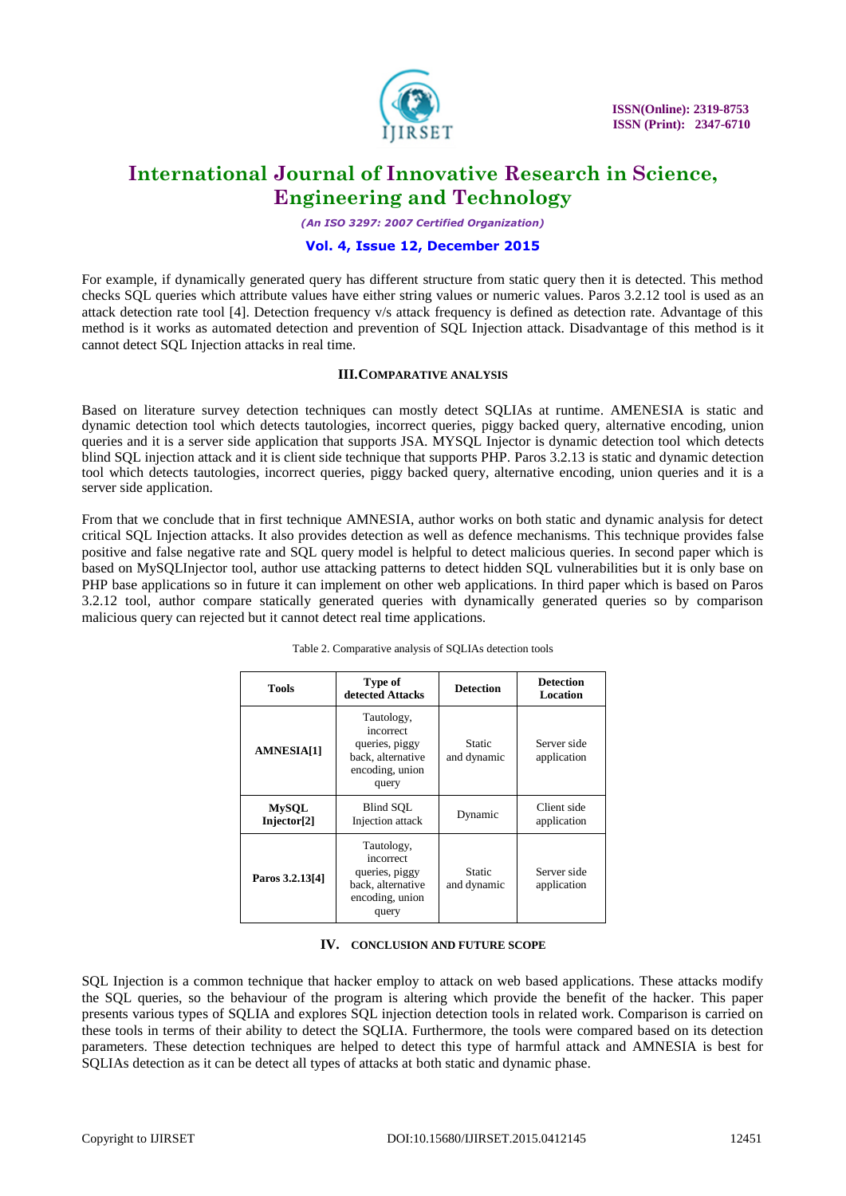For example, if dynamically generated query has different structure from static query then it is detected. This method checks SQL queries which attribute values have either string values or numeric values. Paros 3.2.12 tool is used as an attack detection rate tool [4]. Detection frequency v/s attack frequency is defined as detection rate. Advantage of this method is it works as automated detection and prevention of SQL Injection attack. Disadvantage of this method is it cannot detect SQL Injection attacks in real time.

## III. COMPARATIVE ANALYSIS

Based on literature survey detection techniques can mostly detect SQLIAs at runtime. AMENESIA is static and dynamic detection tool which detects tautologies, incorrect queries, piggy backed query, alternative encoding, union queries and it is a server side application that supports JSA. MYSQL Injector is dynamic detection tool which detects blind SQL injection attack and it is client side technique that supports PHP. Paros 3.2.13 is static and dynamic detection tool which detects tautologies, incorrect queries, piggy backed query, alternative encoding, union queries and it is a server side application.

From that we conclude that in first technique AMNESIA, author works on both static and dynamic analysis for detect critical SQL Injection attacks. It also provides detection as well as defence mechanisms. This technique provides false positive and false negative rate and SQL query model is helpful to detect malicious queries. In second paper which is based on MySQLInjector tool, author use attacking patterns to detect hidden SQL vulnerabilities but it is only base on PHP base applications so in future it can implement on other web applications. In third paper which is based on Paros 3.2.12 tool, author compare statically generated queries with dynamically generated queries so by comparison malicious query can rejected but it cannot detect real time applications.

Table 2. Comparative analysis of SQLIAs detection tools

| Tools | Type of detected Attacks | Detection | Detection Location |
|---|---|---|---|
| **AMNESIA[1]** | Tautology, incorrect queries, piggy back, alternative encoding, union query | Static and dynamic | Server side application |
| **MySQL Injector[2]** | Blind SQL Injection attack | Dynamic | Client side application |
| **Paros 3.2.13[4]** | Tautology, incorrect queries, piggy back, alternative encoding, union query | Static and dynamic | Server side application |

## IV. CONCLUSION AND FUTURE SCOPE

SQL Injection is a common technique that hacker employ to attack on web based applications. These attacks modify the SQL queries, so the behaviour of the program is altering which provide the benefit of the hacker. This paper presents various types of SQLIA and explores SQL injection detection tools in related work. Comparison is carried on these tools in terms of their ability to detect the SQLIA. Furthermore, the tools were compared based on its detection parameters. These detection techniques are helped to detect this type of harmful attack and AMNESIA is best for SQLIAs detection as it can be detect all types of attacks at both static and dynamic phase.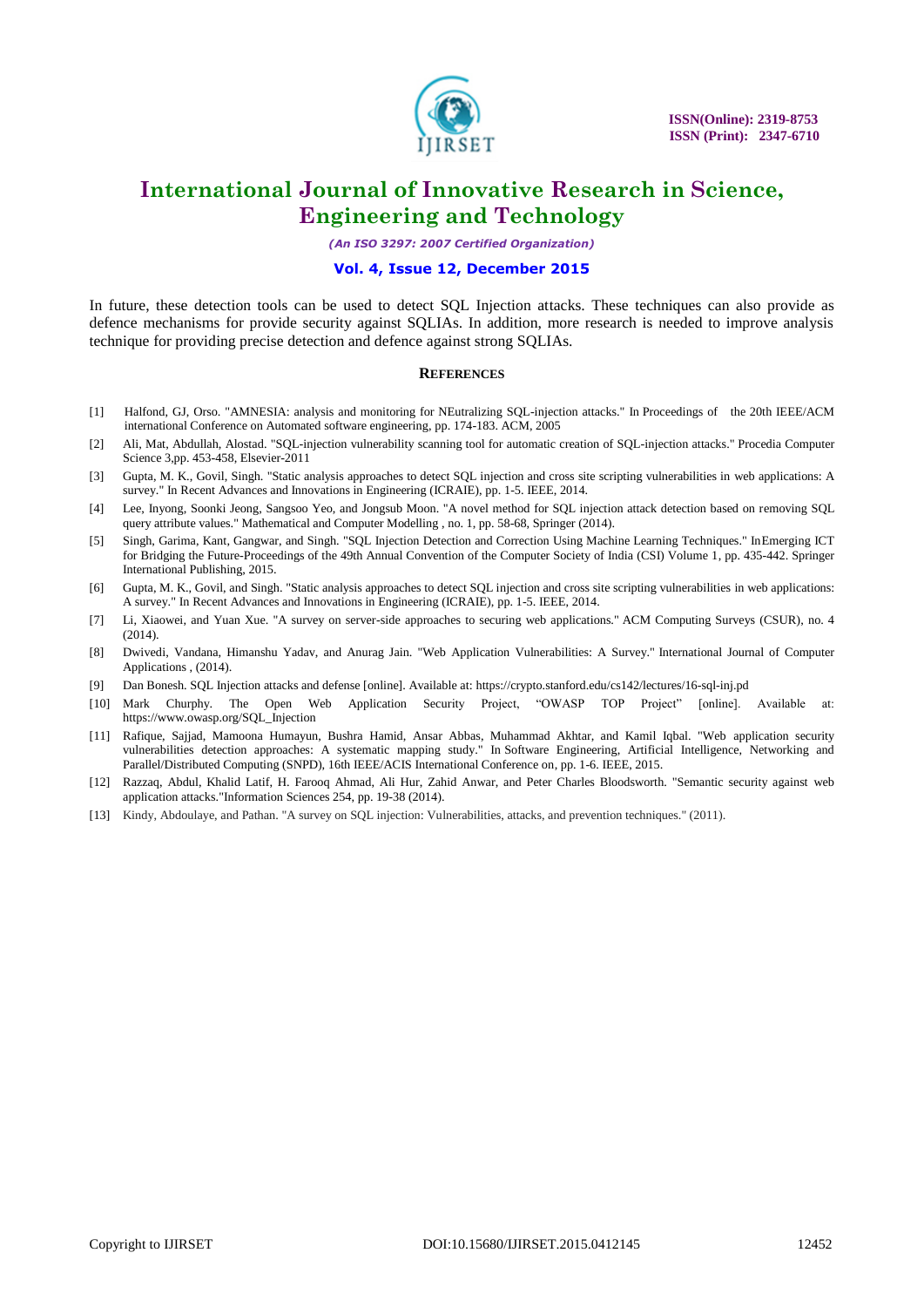In future, these detection tools can be used to detect SQL Injection attacks. These techniques can also provide as defence mechanisms for provide security against SQLIAs. In addition, more research is needed to improve analysis technique for providing precise detection and defence against strong SQLIAs.

## REFERENCES

[1] Halfond, GJ, Orso. "AMNESIA: analysis and monitoring for NEutralizing SQL-injection attacks." In Proceedings of the 20th IEEE/ACM international Conference on Automated software engineering, pp. 174-183. ACM, 2005

[2] Ali, Mat, Abdullah, Alostad. "SQL-injection vulnerability scanning tool for automatic creation of SQL-injection attacks." Procedia Computer Science 3,pp. 453-458, Elsevier-2011

[3] Gupta, M. K., Govil, Singh. "Static analysis approaches to detect SQL injection and cross site scripting vulnerabilities in web applications: A survey." In Recent Advances and Innovations in Engineering (ICRAIE), pp. 1-5. IEEE, 2014.

[4] Lee, Inyong, Soonki Jeong, Sangsoo Yeo, and Jongsub Moon. "A novel method for SQL injection attack detection based on removing SQL query attribute values." Mathematical and Computer Modelling , no. 1, pp. 58-68, Springer (2014).

[5] Singh, Garima, Kant, Gangwar, and Singh. "SQL Injection Detection and Correction Using Machine Learning Techniques." InEmerging ICT for Bridging the Future-Proceedings of the 49th Annual Convention of the Computer Society of India (CSI) Volume 1, pp. 435-442. Springer International Publishing, 2015.

[6] Gupta, M. K., Govil, and Singh. "Static analysis approaches to detect SQL injection and cross site scripting vulnerabilities in web applications: A survey." In Recent Advances and Innovations in Engineering (ICRAIE), pp. 1-5. IEEE, 2014.

[7] Li, Xiaowei, and Yuan Xue. "A survey on server-side approaches to securing web applications." ACM Computing Surveys (CSUR), no. 4 (2014).

[8] Dwivedi, Vandana, Himanshu Yadav, and Anurag Jain. "Web Application Vulnerabilities: A Survey." International Journal of Computer Applications , (2014).

[9] Dan Bonesh. SQL Injection attacks and defense [online]. Available at: https://crypto.stanford.edu/cs142/lectures/16-sql-inj.pd

[10] Mark Churphy. The Open Web Application Security Project, "OWASP TOP Project" [online]. Available at: https://www.owasp.org/SQL_Injection

[11] Rafique, Sajjad, Mamoona Humayun, Bushra Hamid, Ansar Abbas, Muhammad Akhtar, and Kamil Iqbal. "Web application security vulnerabilities detection approaches: A systematic mapping study." In Software Engineering, Artificial Intelligence, Networking and Parallel/Distributed Computing (SNPD), 16th IEEE/ACIS International Conference on, pp. 1-6. IEEE, 2015.

[12] Razzaq, Abdul, Khalid Latif, H. Farooq Ahmad, Ali Hur, Zahid Anwar, and Peter Charles Bloodsworth. "Semantic security against web application attacks."Information Sciences 254, pp. 19-38 (2014).

[13] Kindy, Abdoulaye, and Pathan. "A survey on SQL injection: Vulnerabilities, attacks, and prevention techniques." (2011).